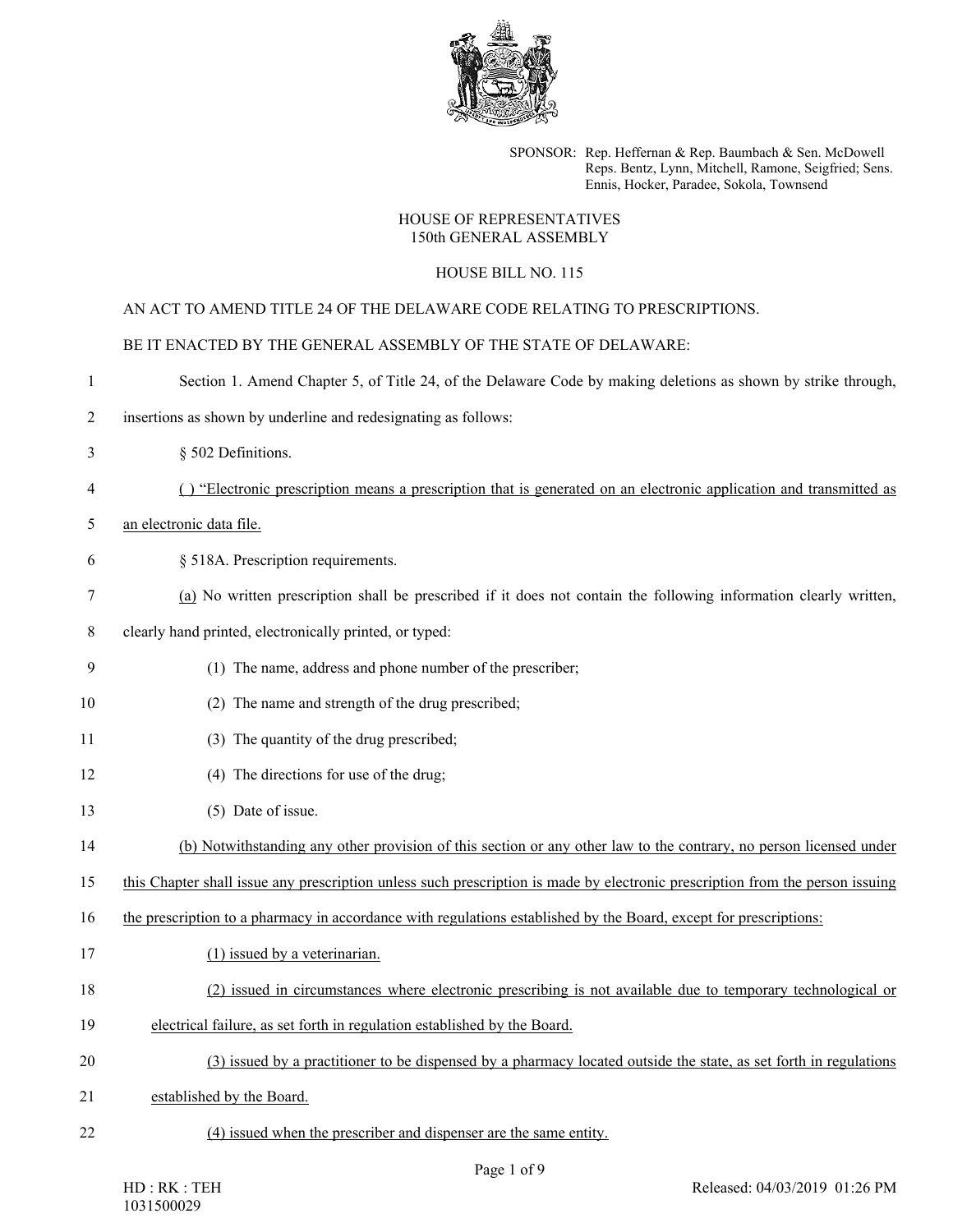SPONSOR: Rep. Heffernan & Rep. Baumbach & Sen. McDowell
Reps. Bentz, Lynn, Mitchell, Ramone, Seigfried; Sens. Ennis, Hocker, Paradee, Sokola, Townsend

HOUSE OF REPRESENTATIVES
150th GENERAL ASSEMBLY

HOUSE BILL NO. 115

AN ACT TO AMEND TITLE 24 OF THE DELAWARE CODE RELATING TO PRESCRIPTIONS.

BE IT ENACTED BY THE GENERAL ASSEMBLY OF THE STATE OF DELAWARE:

1 Section 1. Amend Chapter 5, of Title 24, of the Delaware Code by making deletions as shown by strike through,
2 insertions as shown by underline and redesignating as follows:

3 § 502 Definitions.

4 <u>( ) "Electronic prescription means a prescription that is generated on an electronic application and transmitted as</u>
5 <u>an electronic data file.</u>

6 § 518A. Prescription requirements.

7 <u>(a)</u> No written prescription shall be prescribed if it does not contain the following information clearly written,
8 clearly hand printed, electronically printed, or typed:

9 (1) The name, address and phone number of the prescriber;

10 (2) The name and strength of the drug prescribed;

11 (3) The quantity of the drug prescribed;

12 (4) The directions for use of the drug;

13 (5) Date of issue.

14 <u>(b) Notwithstanding any other provision of this section or any other law to the contrary, no person licensed under</u>
15 <u>this Chapter shall issue any prescription unless such prescription is made by electronic prescription from the person issuing</u>
16 <u>the prescription to a pharmacy in accordance with regulations established by the Board, except for prescriptions:</u>

17 <u>(1) issued by a veterinarian.</u>

18 <u>(2) issued in circumstances where electronic prescribing is not available due to temporary technological or</u>
19 <u>electrical failure, as set forth in regulation established by the Board.</u>

20 <u>(3) issued by a practitioner to be dispensed by a pharmacy located outside the state, as set forth in regulations</u>
21 <u>established by the Board.</u>

22 <u>(4) issued when the prescriber and dispenser are the same entity.</u>

HD : RK : TEH
1031500029

Released: 04/03/2019 01:26 PM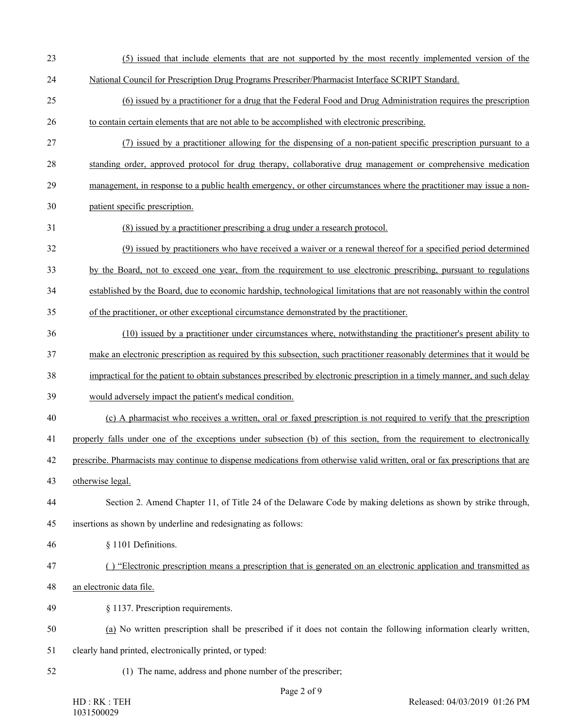(5) issued that include elements that are not supported by the most recently implemented version of the National Council for Prescription Drug Programs Prescriber/Pharmacist Interface SCRIPT Standard.

(6) issued by a practitioner for a drug that the Federal Food and Drug Administration requires the prescription to contain certain elements that are not able to be accomplished with electronic prescribing.

(7) issued by a practitioner allowing for the dispensing of a non-patient specific prescription pursuant to a standing order, approved protocol for drug therapy, collaborative drug management or comprehensive medication management, in response to a public health emergency, or other circumstances where the practitioner may issue a non-patient specific prescription.

(8) issued by a practitioner prescribing a drug under a research protocol.

(9) issued by practitioners who have received a waiver or a renewal thereof for a specified period determined by the Board, not to exceed one year, from the requirement to use electronic prescribing, pursuant to regulations established by the Board, due to economic hardship, technological limitations that are not reasonably within the control of the practitioner, or other exceptional circumstance demonstrated by the practitioner.

(10) issued by a practitioner under circumstances where, notwithstanding the practitioner's present ability to make an electronic prescription as required by this subsection, such practitioner reasonably determines that it would be impractical for the patient to obtain substances prescribed by electronic prescription in a timely manner, and such delay would adversely impact the patient's medical condition.

(c) A pharmacist who receives a written, oral or faxed prescription is not required to verify that the prescription properly falls under one of the exceptions under subsection (b) of this section, from the requirement to electronically prescribe. Pharmacists may continue to dispense medications from otherwise valid written, oral or fax prescriptions that are otherwise legal.

Section 2. Amend Chapter 11, of Title 24 of the Delaware Code by making deletions as shown by strike through, insertions as shown by underline and redesignating as follows:

§ 1101 Definitions.

( ) "Electronic prescription means a prescription that is generated on an electronic application and transmitted as an electronic data file.

§ 1137. Prescription requirements.

(a) No written prescription shall be prescribed if it does not contain the following information clearly written, clearly hand printed, electronically printed, or typed:

(1) The name, address and phone number of the prescriber;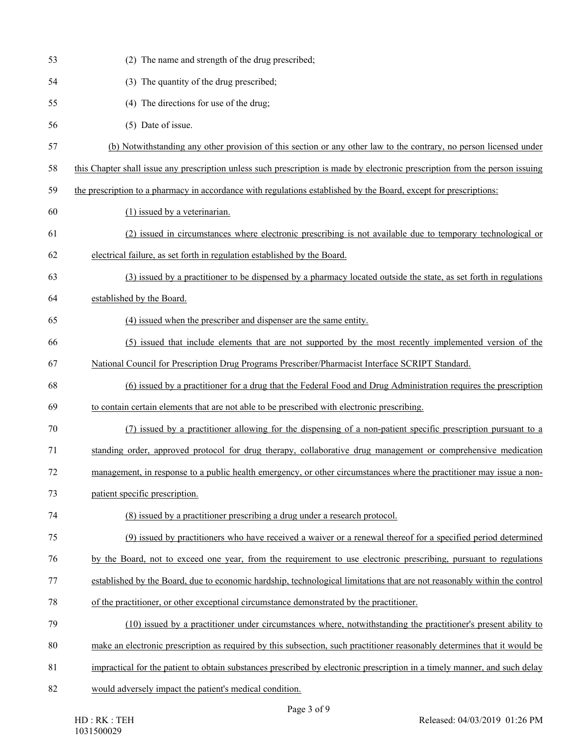(2) The name and strength of the drug prescribed;

(3) The quantity of the drug prescribed;

(4) The directions for use of the drug;

(5) Date of issue.

(b) Notwithstanding any other provision of this section or any other law to the contrary, no person licensed under this Chapter shall issue any prescription unless such prescription is made by electronic prescription from the person issuing the prescription to a pharmacy in accordance with regulations established by the Board, except for prescriptions:

(1) issued by a veterinarian.

(2) issued in circumstances where electronic prescribing is not available due to temporary technological or electrical failure, as set forth in regulation established by the Board.

(3) issued by a practitioner to be dispensed by a pharmacy located outside the state, as set forth in regulations established by the Board.

(4) issued when the prescriber and dispenser are the same entity.

(5) issued that include elements that are not supported by the most recently implemented version of the National Council for Prescription Drug Programs Prescriber/Pharmacist Interface SCRIPT Standard.

(6) issued by a practitioner for a drug that the Federal Food and Drug Administration requires the prescription to contain certain elements that are not able to be prescribed with electronic prescribing.

(7) issued by a practitioner allowing for the dispensing of a non-patient specific prescription pursuant to a standing order, approved protocol for drug therapy, collaborative drug management or comprehensive medication management, in response to a public health emergency, or other circumstances where the practitioner may issue a non-patient specific prescription.

(8) issued by a practitioner prescribing a drug under a research protocol.

(9) issued by practitioners who have received a waiver or a renewal thereof for a specified period determined by the Board, not to exceed one year, from the requirement to use electronic prescribing, pursuant to regulations established by the Board, due to economic hardship, technological limitations that are not reasonably within the control of the practitioner, or other exceptional circumstance demonstrated by the practitioner.

(10) issued by a practitioner under circumstances where, notwithstanding the practitioner's present ability to make an electronic prescription as required by this subsection, such practitioner reasonably determines that it would be impractical for the patient to obtain substances prescribed by electronic prescription in a timely manner, and such delay would adversely impact the patient's medical condition.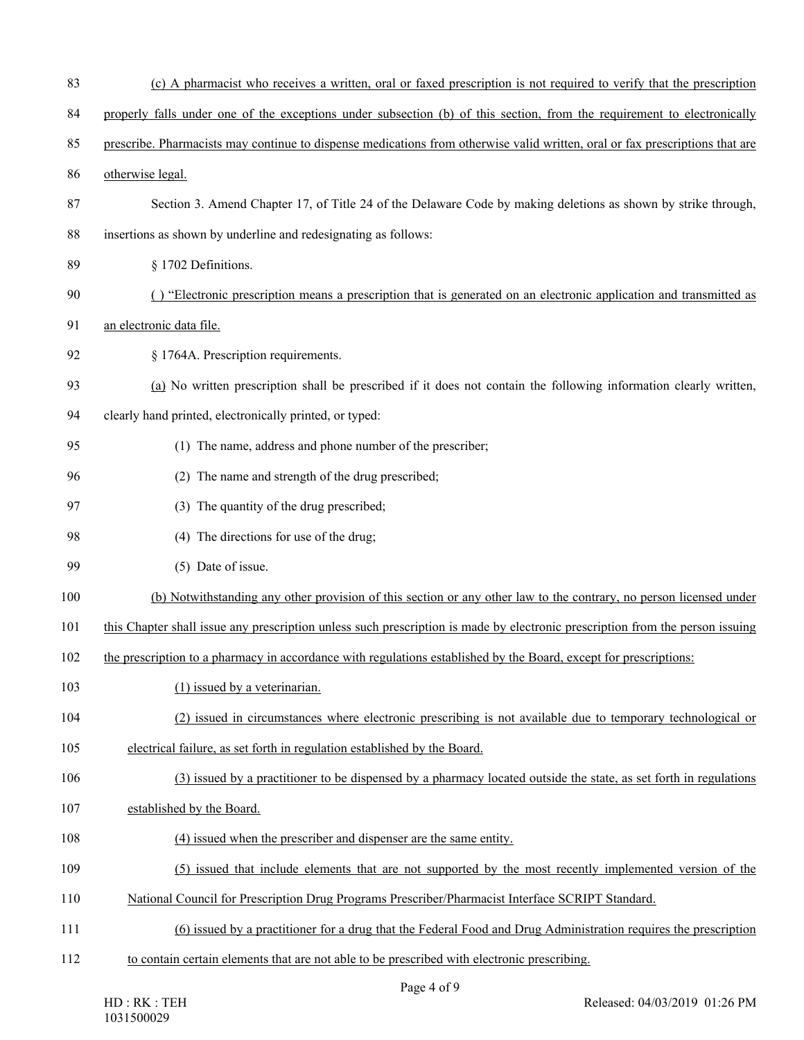(c) A pharmacist who receives a written, oral or faxed prescription is not required to verify that the prescription properly falls under one of the exceptions under subsection (b) of this section, from the requirement to electronically prescribe. Pharmacists may continue to dispense medications from otherwise valid written, oral or fax prescriptions that are otherwise legal.

Section 3. Amend Chapter 17, of Title 24 of the Delaware Code by making deletions as shown by strike through, insertions as shown by underline and redesignating as follows:

§ 1702 Definitions.

( ) "Electronic prescription means a prescription that is generated on an electronic application and transmitted as an electronic data file.

§ 1764A. Prescription requirements.

(a) No written prescription shall be prescribed if it does not contain the following information clearly written, clearly hand printed, electronically printed, or typed:

(1) The name, address and phone number of the prescriber;

(2) The name and strength of the drug prescribed;

(3) The quantity of the drug prescribed;

(4) The directions for use of the drug;

(5) Date of issue.

(b) Notwithstanding any other provision of this section or any other law to the contrary, no person licensed under this Chapter shall issue any prescription unless such prescription is made by electronic prescription from the person issuing the prescription to a pharmacy in accordance with regulations established by the Board, except for prescriptions:

(1) issued by a veterinarian.

(2) issued in circumstances where electronic prescribing is not available due to temporary technological or electrical failure, as set forth in regulation established by the Board.

(3) issued by a practitioner to be dispensed by a pharmacy located outside the state, as set forth in regulations established by the Board.

(4) issued when the prescriber and dispenser are the same entity.

(5) issued that include elements that are not supported by the most recently implemented version of the National Council for Prescription Drug Programs Prescriber/Pharmacist Interface SCRIPT Standard.

(6) issued by a practitioner for a drug that the Federal Food and Drug Administration requires the prescription to contain certain elements that are not able to be prescribed with electronic prescribing.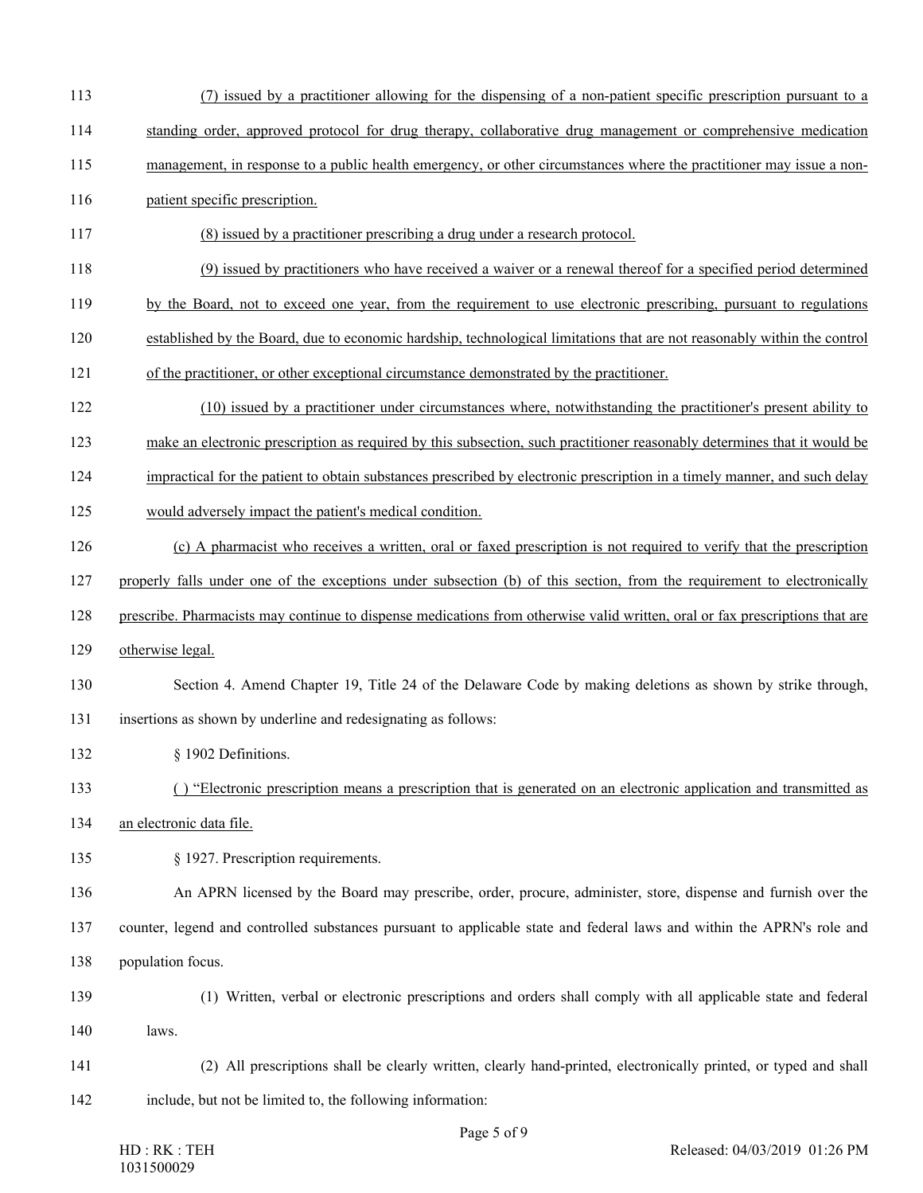(7) issued by a practitioner allowing for the dispensing of a non-patient specific prescription pursuant to a standing order, approved protocol for drug therapy, collaborative drug management or comprehensive medication management, in response to a public health emergency, or other circumstances where the practitioner may issue a non-patient specific prescription.

(8) issued by a practitioner prescribing a drug under a research protocol.

(9) issued by practitioners who have received a waiver or a renewal thereof for a specified period determined by the Board, not to exceed one year, from the requirement to use electronic prescribing, pursuant to regulations established by the Board, due to economic hardship, technological limitations that are not reasonably within the control of the practitioner, or other exceptional circumstance demonstrated by the practitioner.

(10) issued by a practitioner under circumstances where, notwithstanding the practitioner's present ability to make an electronic prescription as required by this subsection, such practitioner reasonably determines that it would be impractical for the patient to obtain substances prescribed by electronic prescription in a timely manner, and such delay would adversely impact the patient's medical condition.

(c) A pharmacist who receives a written, oral or faxed prescription is not required to verify that the prescription properly falls under one of the exceptions under subsection (b) of this section, from the requirement to electronically prescribe. Pharmacists may continue to dispense medications from otherwise valid written, oral or fax prescriptions that are otherwise legal.

Section 4. Amend Chapter 19, Title 24 of the Delaware Code by making deletions as shown by strike through, insertions as shown by underline and redesignating as follows:

§ 1902 Definitions.

( ) "Electronic prescription means a prescription that is generated on an electronic application and transmitted as an electronic data file.

§ 1927. Prescription requirements.

An APRN licensed by the Board may prescribe, order, procure, administer, store, dispense and furnish over the counter, legend and controlled substances pursuant to applicable state and federal laws and within the APRN's role and population focus.

(1) Written, verbal or electronic prescriptions and orders shall comply with all applicable state and federal laws.

(2) All prescriptions shall be clearly written, clearly hand-printed, electronically printed, or typed and shall include, but not be limited to, the following information: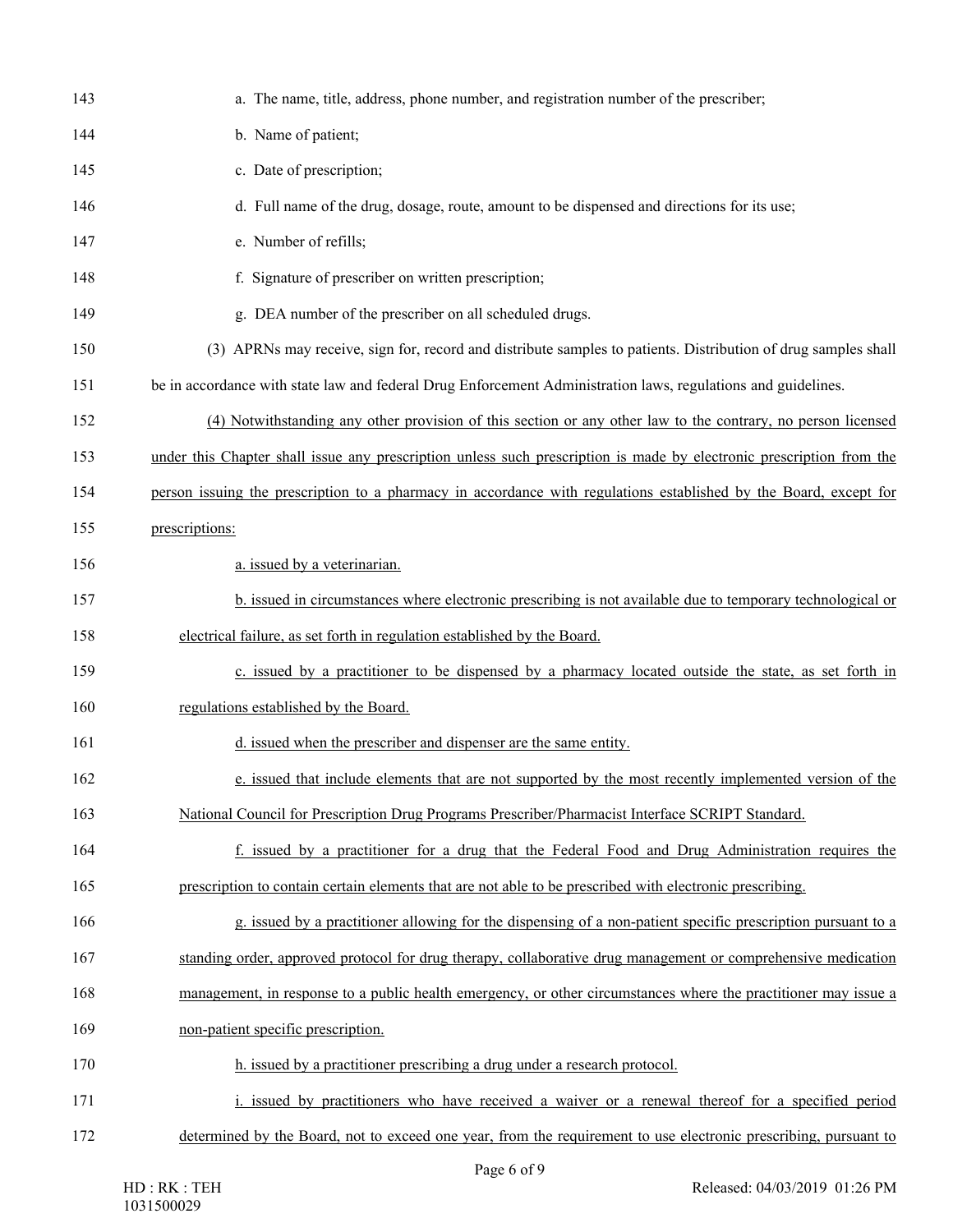a. The name, title, address, phone number, and registration number of the prescriber;

b. Name of patient;

c. Date of prescription;

d. Full name of the drug, dosage, route, amount to be dispensed and directions for its use;

e. Number of refills;

f. Signature of prescriber on written prescription;

g. DEA number of the prescriber on all scheduled drugs.

(3) APRNs may receive, sign for, record and distribute samples to patients. Distribution of drug samples shall be in accordance with state law and federal Drug Enforcement Administration laws, regulations and guidelines.

<u>(4) Notwithstanding any other provision of this section or any other law to the contrary, no person licensed under this Chapter shall issue any prescription unless such prescription is made by electronic prescription from the person issuing the prescription to a pharmacy in accordance with regulations established by the Board, except for prescriptions:</u>

<u>a. issued by a veterinarian.</u>

<u>b. issued in circumstances where electronic prescribing is not available due to temporary technological or electrical failure, as set forth in regulation established by the Board.</u>

<u>c. issued by a practitioner to be dispensed by a pharmacy located outside the state, as set forth in regulations established by the Board.</u>

<u>d. issued when the prescriber and dispenser are the same entity.</u>

<u>e. issued that include elements that are not supported by the most recently implemented version of the National Council for Prescription Drug Programs Prescriber/Pharmacist Interface SCRIPT Standard.</u>

<u>f. issued by a practitioner for a drug that the Federal Food and Drug Administration requires the prescription to contain certain elements that are not able to be prescribed with electronic prescribing.</u>

<u>g. issued by a practitioner allowing for the dispensing of a non-patient specific prescription pursuant to a standing order, approved protocol for drug therapy, collaborative drug management or comprehensive medication management, in response to a public health emergency, or other circumstances where the practitioner may issue a non-patient specific prescription.</u>

<u>h. issued by a practitioner prescribing a drug under a research protocol.</u>

<u>i. issued by practitioners who have received a waiver or a renewal thereof for a specified period determined by the Board, not to exceed one year, from the requirement to use electronic prescribing, pursuant to</u>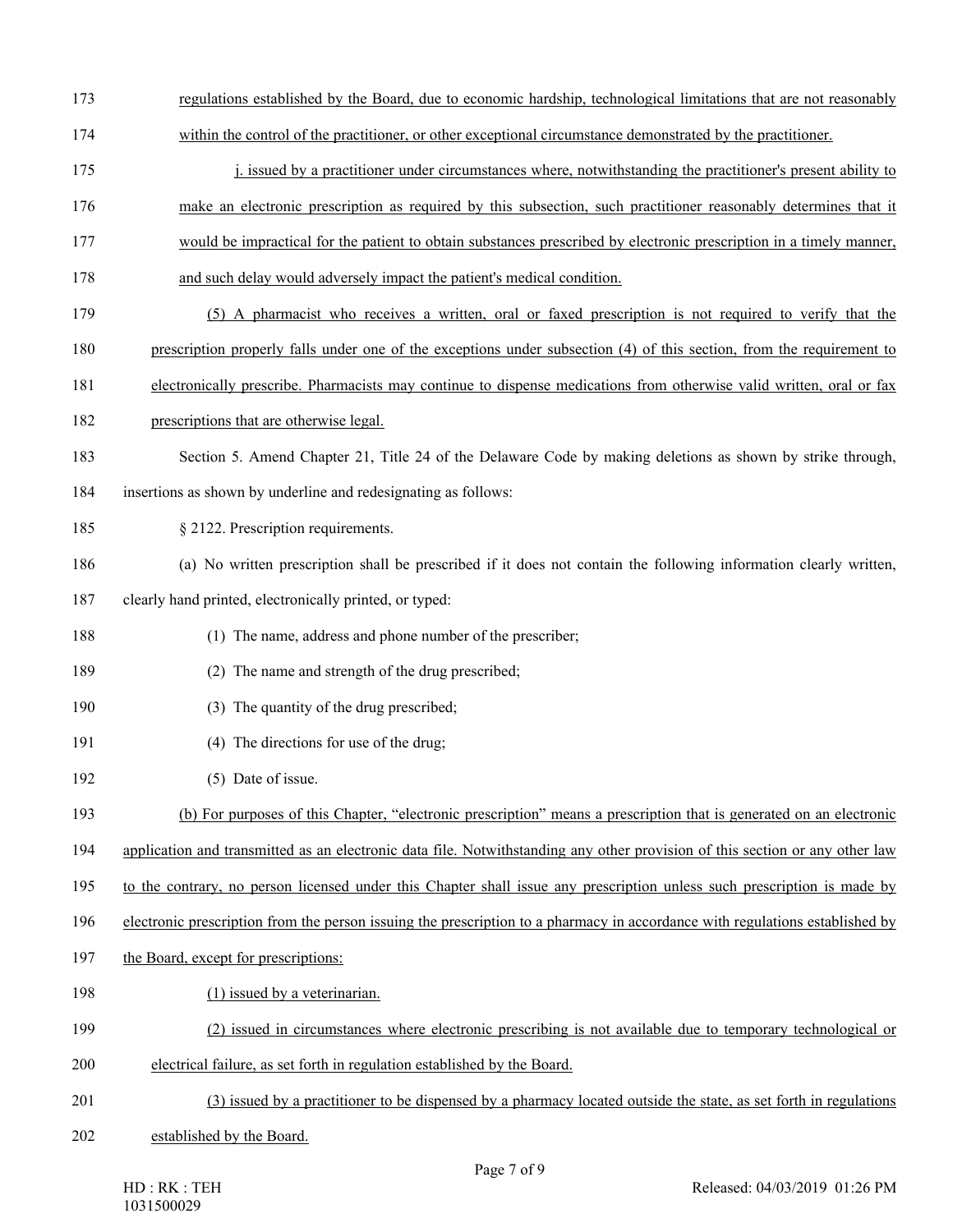regulations established by the Board, due to economic hardship, technological limitations that are not reasonably within the control of the practitioner, or other exceptional circumstance demonstrated by the practitioner.

j. issued by a practitioner under circumstances where, notwithstanding the practitioner's present ability to make an electronic prescription as required by this subsection, such practitioner reasonably determines that it would be impractical for the patient to obtain substances prescribed by electronic prescription in a timely manner, and such delay would adversely impact the patient's medical condition.

(5) A pharmacist who receives a written, oral or faxed prescription is not required to verify that the prescription properly falls under one of the exceptions under subsection (4) of this section, from the requirement to electronically prescribe. Pharmacists may continue to dispense medications from otherwise valid written, oral or fax prescriptions that are otherwise legal.

Section 5. Amend Chapter 21, Title 24 of the Delaware Code by making deletions as shown by strike through, insertions as shown by underline and redesignating as follows:

§ 2122. Prescription requirements.

(a) No written prescription shall be prescribed if it does not contain the following information clearly written, clearly hand printed, electronically printed, or typed:

(1) The name, address and phone number of the prescriber;

(2) The name and strength of the drug prescribed;

(3) The quantity of the drug prescribed;

(4) The directions for use of the drug;

(5) Date of issue.

(b) For purposes of this Chapter, "electronic prescription" means a prescription that is generated on an electronic application and transmitted as an electronic data file. Notwithstanding any other provision of this section or any other law to the contrary, no person licensed under this Chapter shall issue any prescription unless such prescription is made by electronic prescription from the person issuing the prescription to a pharmacy in accordance with regulations established by the Board, except for prescriptions:

(1) issued by a veterinarian.

(2) issued in circumstances where electronic prescribing is not available due to temporary technological or electrical failure, as set forth in regulation established by the Board.

(3) issued by a practitioner to be dispensed by a pharmacy located outside the state, as set forth in regulations established by the Board.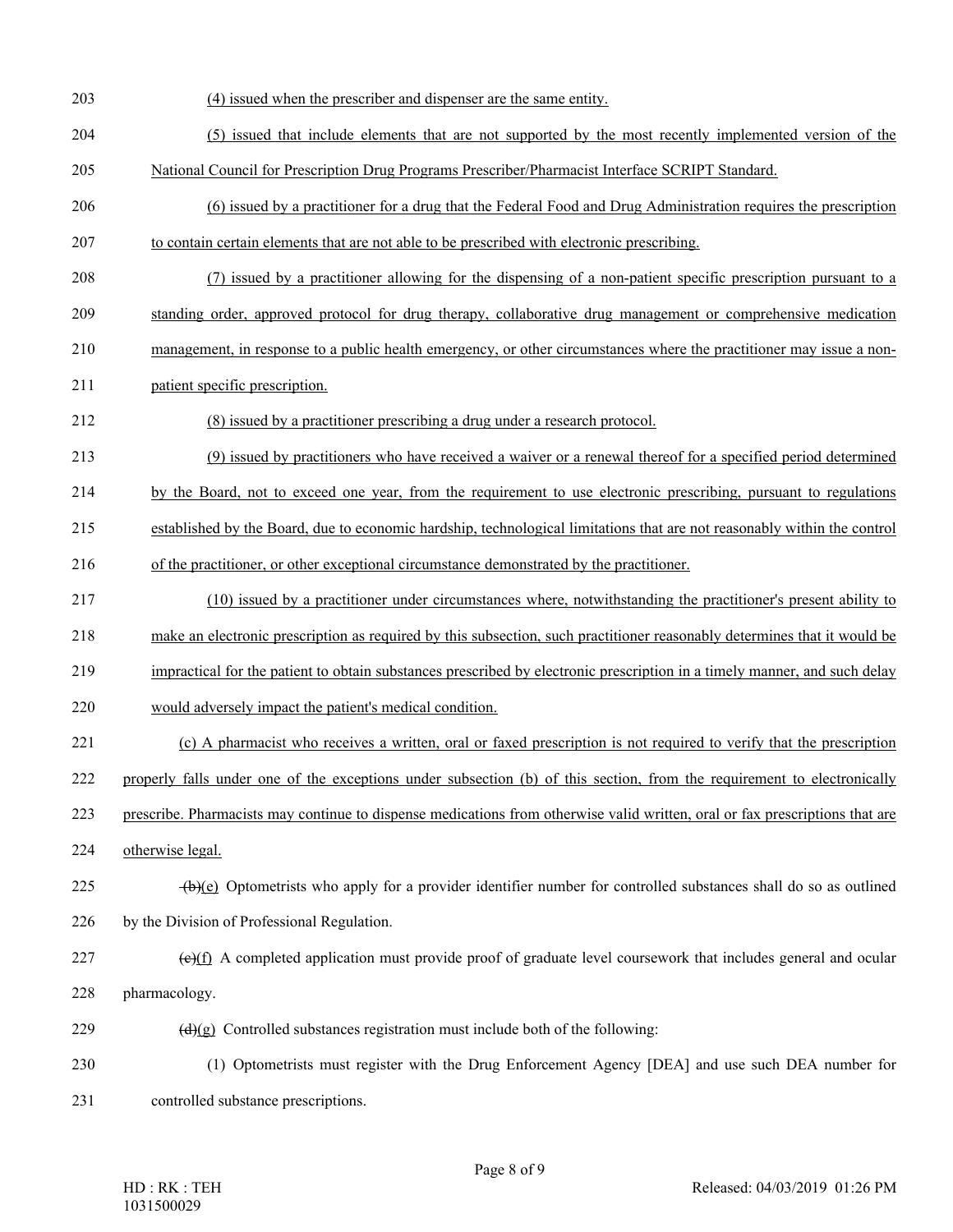(4) issued when the prescriber and dispenser are the same entity.

(5) issued that include elements that are not supported by the most recently implemented version of the National Council for Prescription Drug Programs Prescriber/Pharmacist Interface SCRIPT Standard.

(6) issued by a practitioner for a drug that the Federal Food and Drug Administration requires the prescription to contain certain elements that are not able to be prescribed with electronic prescribing.

(7) issued by a practitioner allowing for the dispensing of a non-patient specific prescription pursuant to a standing order, approved protocol for drug therapy, collaborative drug management or comprehensive medication management, in response to a public health emergency, or other circumstances where the practitioner may issue a non-patient specific prescription.

(8) issued by a practitioner prescribing a drug under a research protocol.

(9) issued by practitioners who have received a waiver or a renewal thereof for a specified period determined by the Board, not to exceed one year, from the requirement to use electronic prescribing, pursuant to regulations established by the Board, due to economic hardship, technological limitations that are not reasonably within the control of the practitioner, or other exceptional circumstance demonstrated by the practitioner.

(10) issued by a practitioner under circumstances where, notwithstanding the practitioner's present ability to make an electronic prescription as required by this subsection, such practitioner reasonably determines that it would be impractical for the patient to obtain substances prescribed by electronic prescription in a timely manner, and such delay would adversely impact the patient's medical condition.

(c) A pharmacist who receives a written, oral or faxed prescription is not required to verify that the prescription properly falls under one of the exceptions under subsection (b) of this section, from the requirement to electronically prescribe. Pharmacists may continue to dispense medications from otherwise valid written, oral or fax prescriptions that are otherwise legal.

~~(b)~~(e) Optometrists who apply for a provider identifier number for controlled substances shall do so as outlined by the Division of Professional Regulation.

~~(c)~~(f) A completed application must provide proof of graduate level coursework that includes general and ocular pharmacology.

~~(d)~~(g) Controlled substances registration must include both of the following:

(1) Optometrists must register with the Drug Enforcement Agency [DEA] and use such DEA number for controlled substance prescriptions.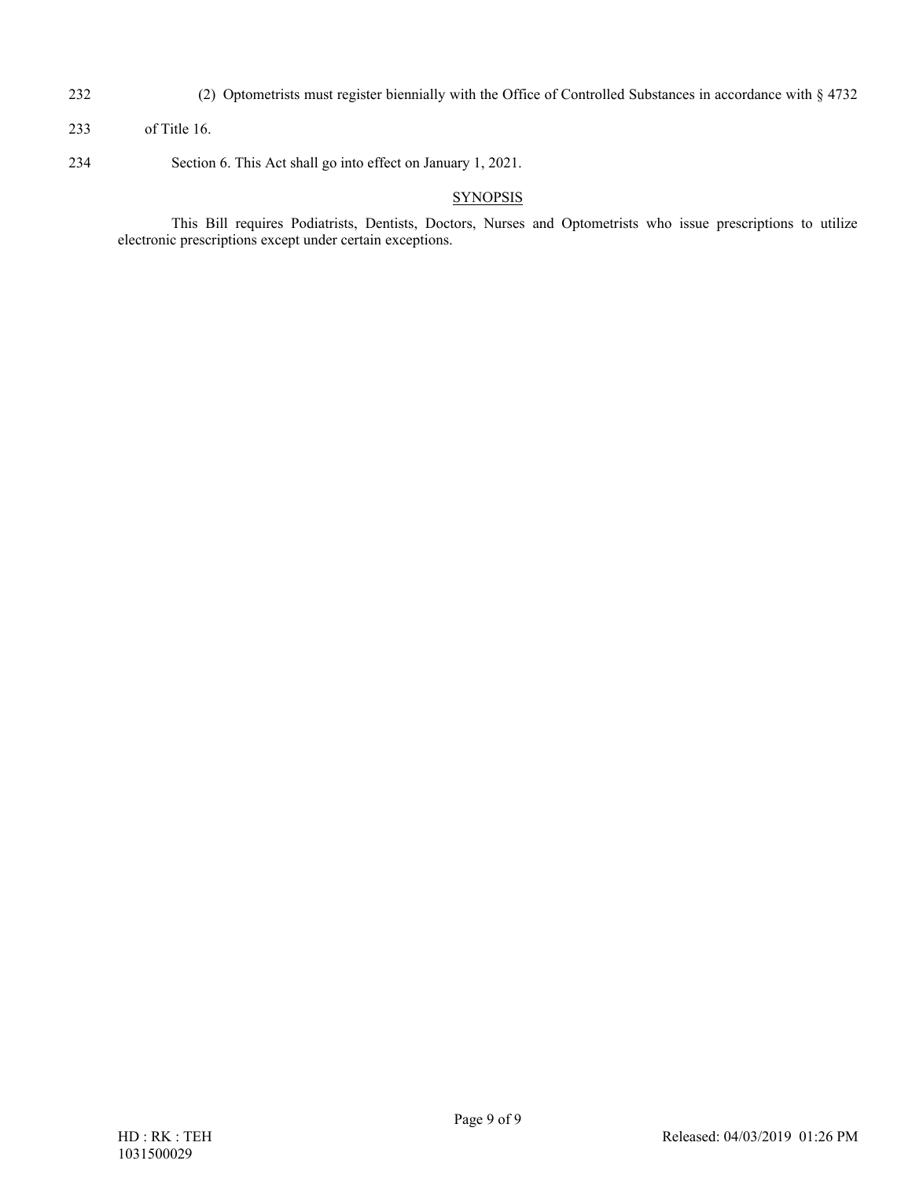232 (2) Optometrists must register biennially with the Office of Controlled Substances in accordance with § 4732

233 of Title 16.

234 Section 6. This Act shall go into effect on January 1, 2021.

## SYNOPSIS

This Bill requires Podiatrists, Dentists, Doctors, Nurses and Optometrists who issue prescriptions to utilize electronic prescriptions except under certain exceptions.

HD : RK : TEH
1031500029

Released: 04/03/2019 01:26 PM